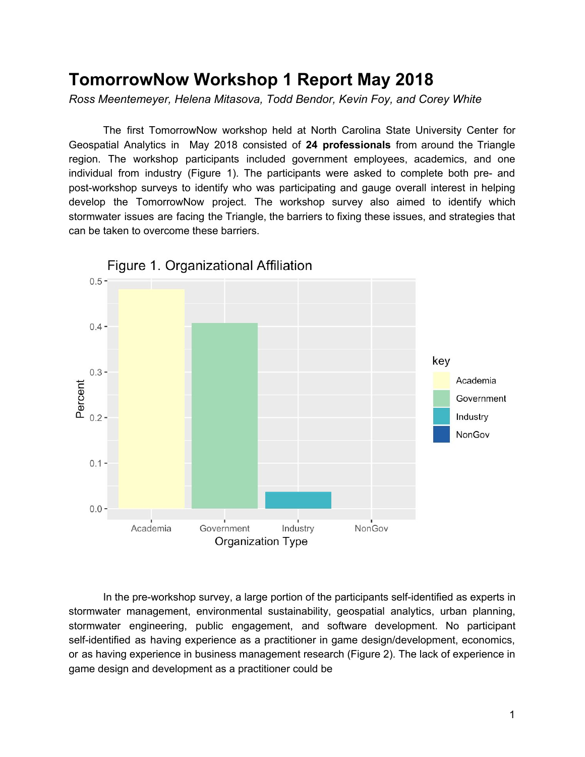# TomorrowNow Workshop 1 Report May 2018

*Ross Meentemeyer, Helena Mitasova, Todd Bendor, Kevin Foy, and Corey White*

The first TomorrowNow workshop held at North Carolina State University Center for Geospatial Analytics in May 2018 consisted of **24 professionals** from around the Triangle region. The workshop participants included government employees, academics, and one individual from industry (Figure 1). The participants were asked to complete both pre- and post-workshop surveys to identify who was participating and gauge overall interest in helping develop the TomorrowNow project. The workshop survey also aimed to identify which stormwater issues are facing the Triangle, the barriers to fixing these issues, and strategies that can be taken to overcome these barriers.

Figure 1. Organizational Affiliation

In the pre-workshop survey, a large portion of the participants self-identified as experts in stormwater management, environmental sustainability, geospatial analytics, urban planning, stormwater engineering, public engagement, and software development. No participant self-identified as having experience as a practitioner in game design/development, economics, or as having experience in business management research (Figure 2). The lack of experience in game design and development as a practitioner could be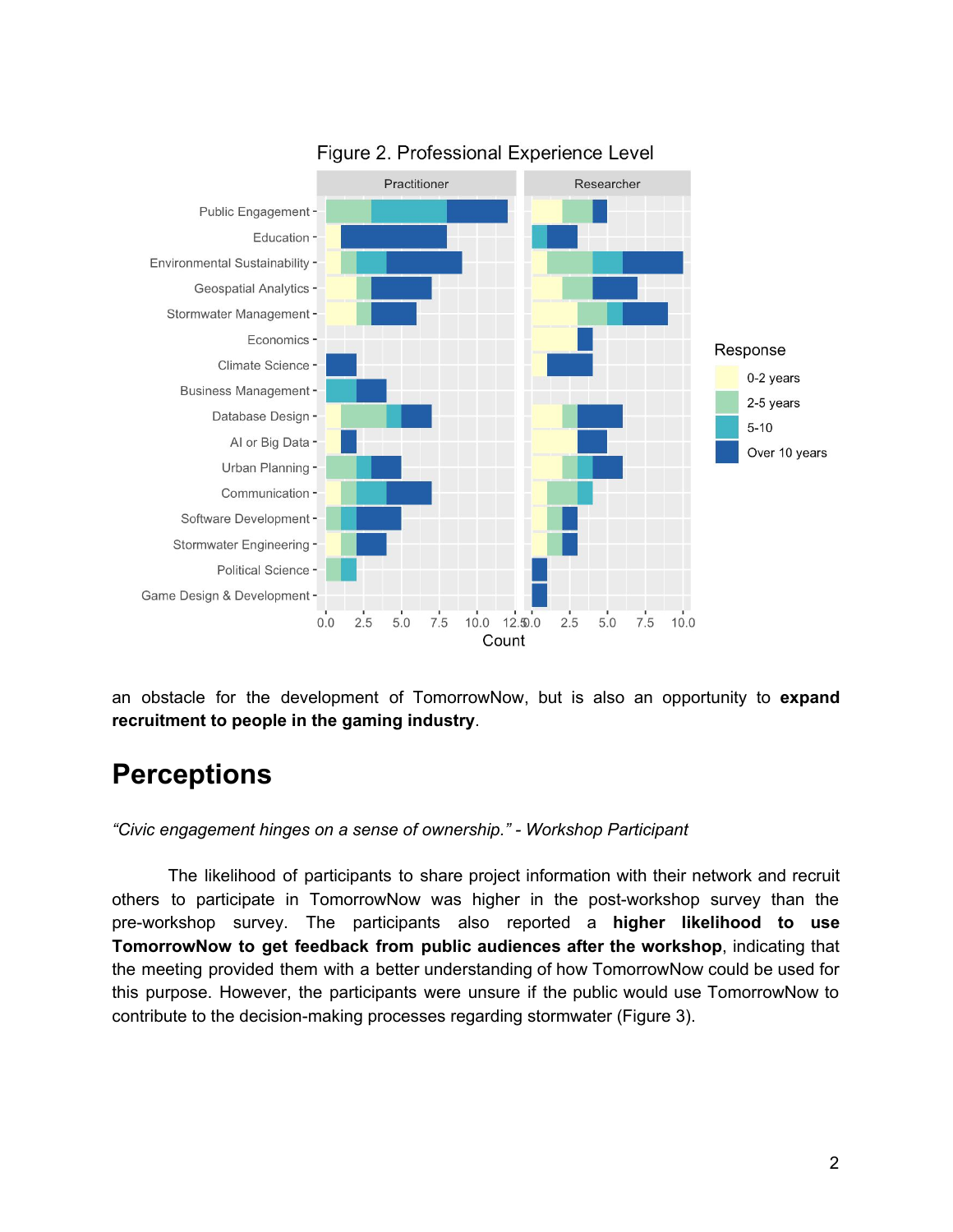Figure 2. Professional Experience Level

an obstacle for the development of TomorrowNow, but is also an opportunity to **expand recruitment to people in the gaming industry**.

# Perceptions

*"Civic engagement hinges on a sense of ownership." - Workshop Participant*

The likelihood of participants to share project information with their network and recruit others to participate in TomorrowNow was higher in the post-workshop survey than the pre-workshop survey. The participants also reported a **higher likelihood to use TomorrowNow to get feedback from public audiences after the workshop**, indicating that the meeting provided them with a better understanding of how TomorrowNow could be used for this purpose. However, the participants were unsure if the public would use TomorrowNow to contribute to the decision-making processes regarding stormwater (Figure 3).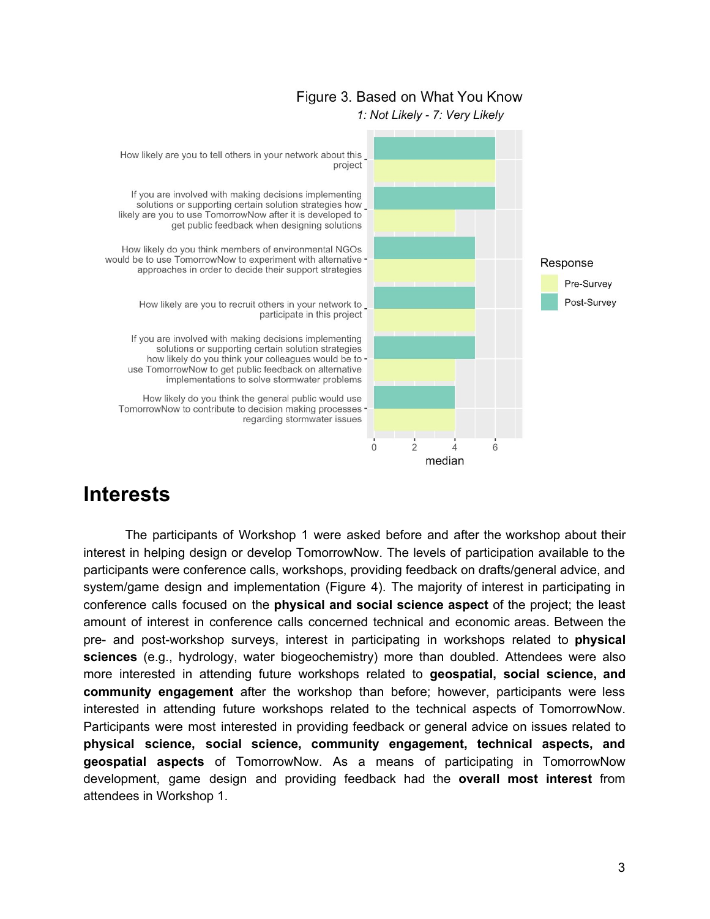Figure 3. Based on What You Know

*1: Not Likely - 7: Very Likely*

| Question | Pre-Survey (median) | Post-Survey (median) |
| --- | --- | --- |
| How likely are you to tell others in your network about this project | 6 | 6 |
| If you are involved with making decisions implementing solutions or supporting certain solution strategies how likely are you to use TomorrowNow after it is developed to get public feedback when designing solutions | 4 | 6 |
| How likely do you think members of environmental NGOs would be to use TomorrowNow to experiment with alternative approaches in order to decide their support strategies | 5 | 5 |
| How likely are you to recruit others in your network to participate in this project | 5 | 5 |
| If you are involved with making decisions implementing solutions or supporting certain solution strategies how likely do you think your colleagues would be to use TomorrowNow to get public feedback on alternative implementations to solve stormwater problems | 4 | 5 |
| How likely do you think the general public would use TomorrowNow to contribute to decision making processes regarding stormwater issues | 4 | 4 |

# Interests

The participants of Workshop 1 were asked before and after the workshop about their interest in helping design or develop TomorrowNow. The levels of participation available to the participants were conference calls, workshops, providing feedback on drafts/general advice, and system/game design and implementation (Figure 4). The majority of interest in participating in conference calls focused on the **physical and social science aspect** of the project; the least amount of interest in conference calls concerned technical and economic areas. Between the pre- and post-workshop surveys, interest in participating in workshops related to **physical sciences** (e.g., hydrology, water biogeochemistry) more than doubled. Attendees were also more interested in attending future workshops related to **geospatial, social science, and community engagement** after the workshop than before; however, participants were less interested in attending future workshops related to the technical aspects of TomorrowNow. Participants were most interested in providing feedback or general advice on issues related to **physical science, social science, community engagement, technical aspects, and geospatial aspects** of TomorrowNow. As a means of participating in TomorrowNow development, game design and providing feedback had the **overall most interest** from attendees in Workshop 1.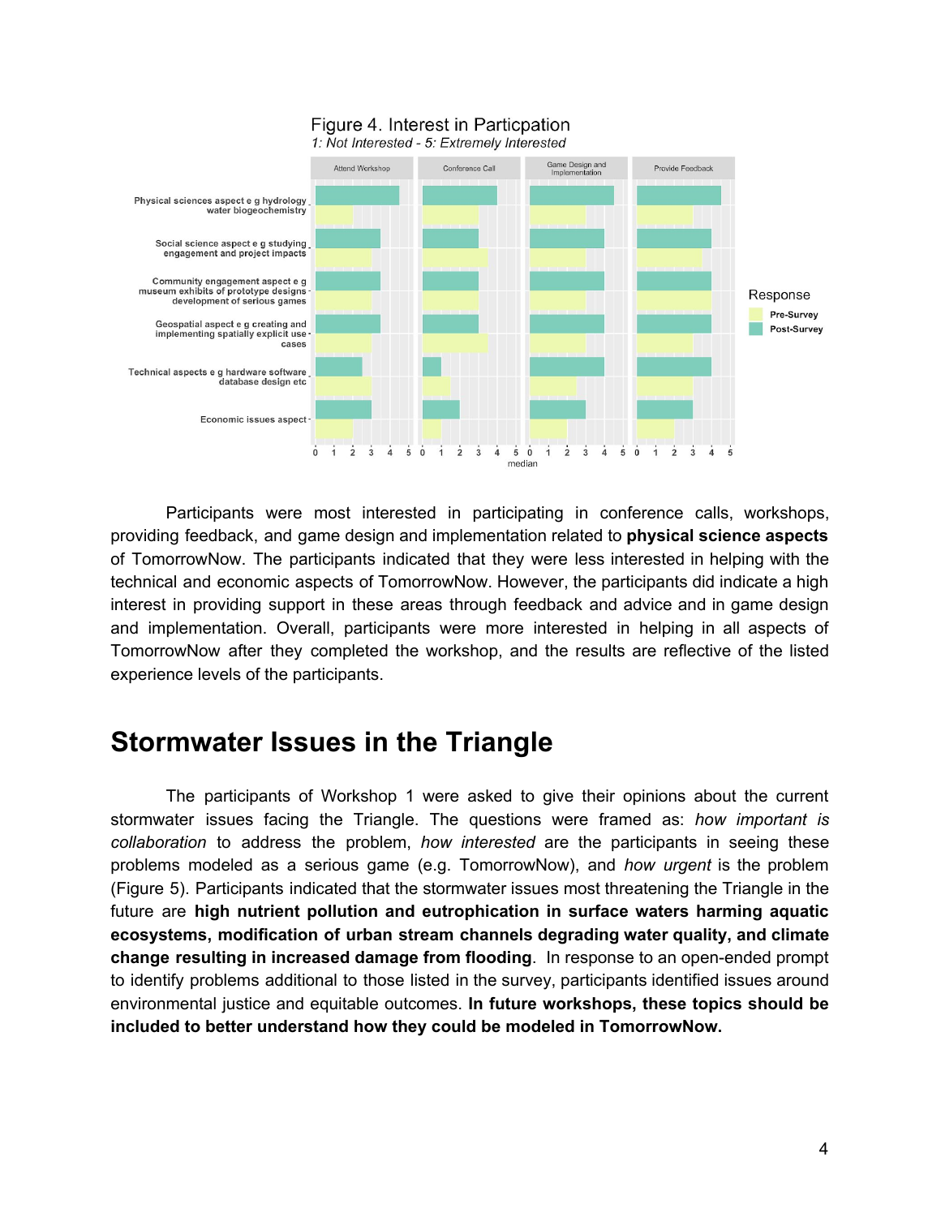Figure 4. Interest in Particpation

*1: Not Interested - 5: Extremely Interested*

Participants were most interested in participating in conference calls, workshops, providing feedback, and game design and implementation related to **physical science aspects** of TomorrowNow. The participants indicated that they were less interested in helping with the technical and economic aspects of TomorrowNow. However, the participants did indicate a high interest in providing support in these areas through feedback and advice and in game design and implementation. Overall, participants were more interested in helping in all aspects of TomorrowNow after they completed the workshop, and the results are reflective of the listed experience levels of the participants.

# Stormwater Issues in the Triangle

The participants of Workshop 1 were asked to give their opinions about the current stormwater issues facing the Triangle. The questions were framed as: *how important is collaboration* to address the problem, *how interested* are the participants in seeing these problems modeled as a serious game (e.g. TomorrowNow), and *how urgent* is the problem (Figure 5). Participants indicated that the stormwater issues most threatening the Triangle in the future are **high nutrient pollution and eutrophication in surface waters harming aquatic ecosystems, modification of urban stream channels degrading water quality, and climate change resulting in increased damage from flooding**. In response to an open-ended prompt to identify problems additional to those listed in the survey, participants identified issues around environmental justice and equitable outcomes. **In future workshops, these topics should be included to better understand how they could be modeled in TomorrowNow.**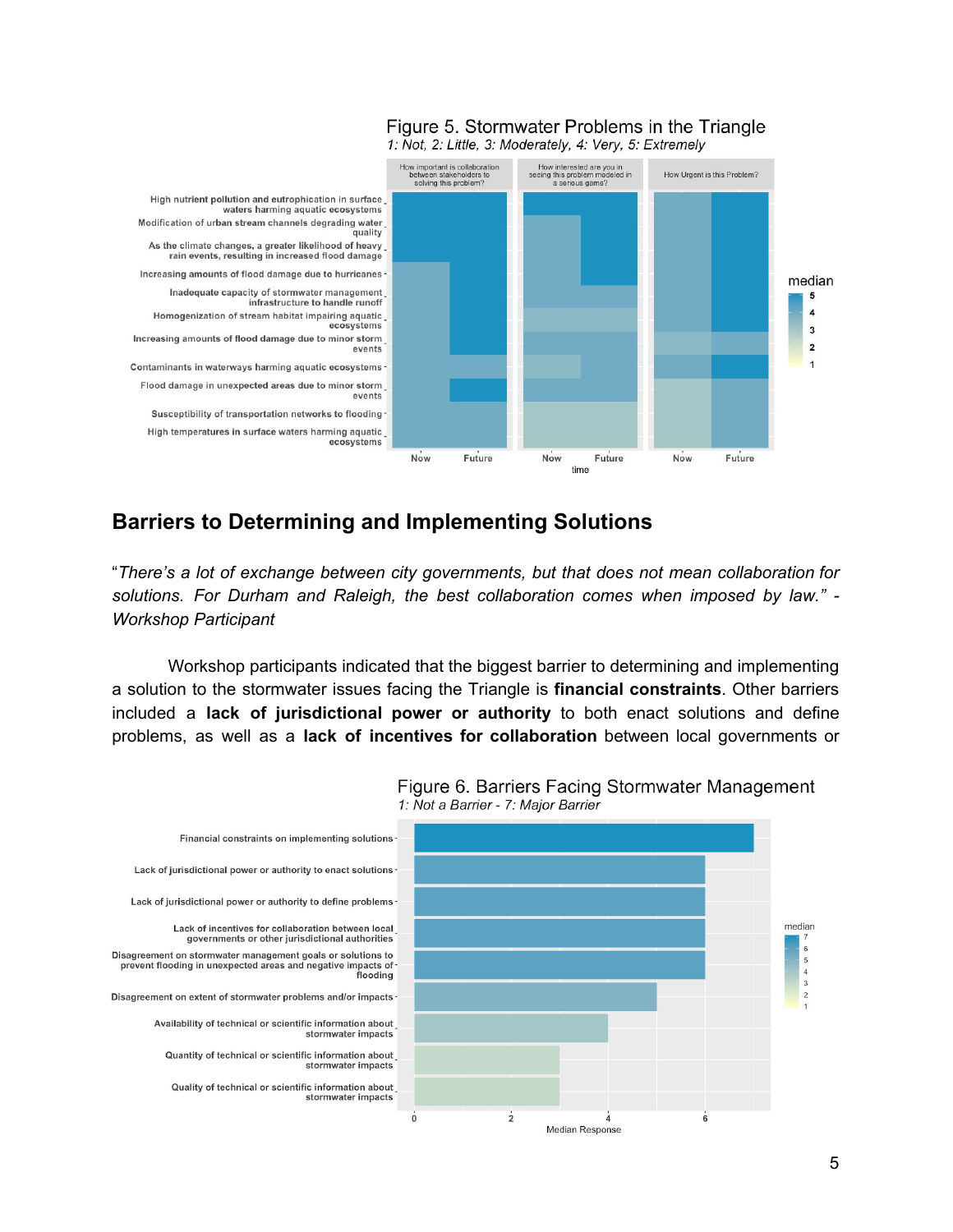Figure 5. Stormwater Problems in the Triangle
*1: Not, 2: Little, 3: Moderately, 4: Very, 5: Extremely*

## Barriers to Determining and Implementing Solutions

"*There's a lot of exchange between city governments, but that does not mean collaboration for solutions. For Durham and Raleigh, the best collaboration comes when imposed by law." - Workshop Participant*

Workshop participants indicated that the biggest barrier to determining and implementing a solution to the stormwater issues facing the Triangle is **financial constraints**. Other barriers included a **lack of jurisdictional power or authority** to both enact solutions and define problems, as well as a **lack of incentives for collaboration** between local governments or

Figure 6. Barriers Facing Stormwater Management
*1: Not a Barrier - 7: Major Barrier*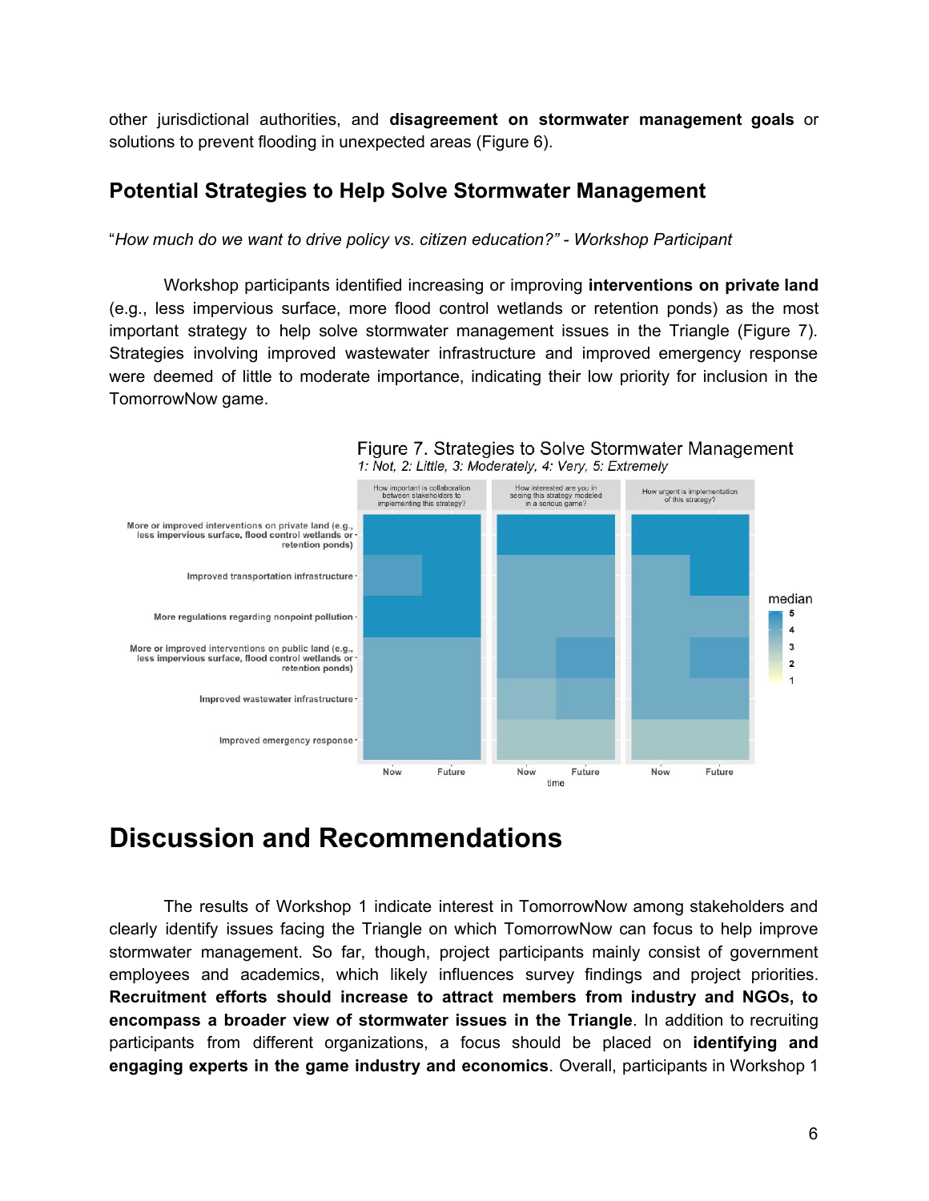other jurisdictional authorities, and **disagreement on stormwater management goals** or solutions to prevent flooding in unexpected areas (Figure 6).

## Potential Strategies to Help Solve Stormwater Management

"*How much do we want to drive policy vs. citizen education?" - Workshop Participant*

Workshop participants identified increasing or improving **interventions on private land** (e.g., less impervious surface, more flood control wetlands or retention ponds) as the most important strategy to help solve stormwater management issues in the Triangle (Figure 7). Strategies involving improved wastewater infrastructure and improved emergency response were deemed of little to moderate importance, indicating their low priority for inclusion in the TomorrowNow game.

Figure 7. Strategies to Solve Stormwater Management
*1: Not, 2: Little, 3: Moderately, 4: Very, 5: Extremely*

# Discussion and Recommendations

The results of Workshop 1 indicate interest in TomorrowNow among stakeholders and clearly identify issues facing the Triangle on which TomorrowNow can focus to help improve stormwater management. So far, though, project participants mainly consist of government employees and academics, which likely influences survey findings and project priorities. **Recruitment efforts should increase to attract members from industry and NGOs, to encompass a broader view of stormwater issues in the Triangle**. In addition to recruiting participants from different organizations, a focus should be placed on **identifying and engaging experts in the game industry and economics**. Overall, participants in Workshop 1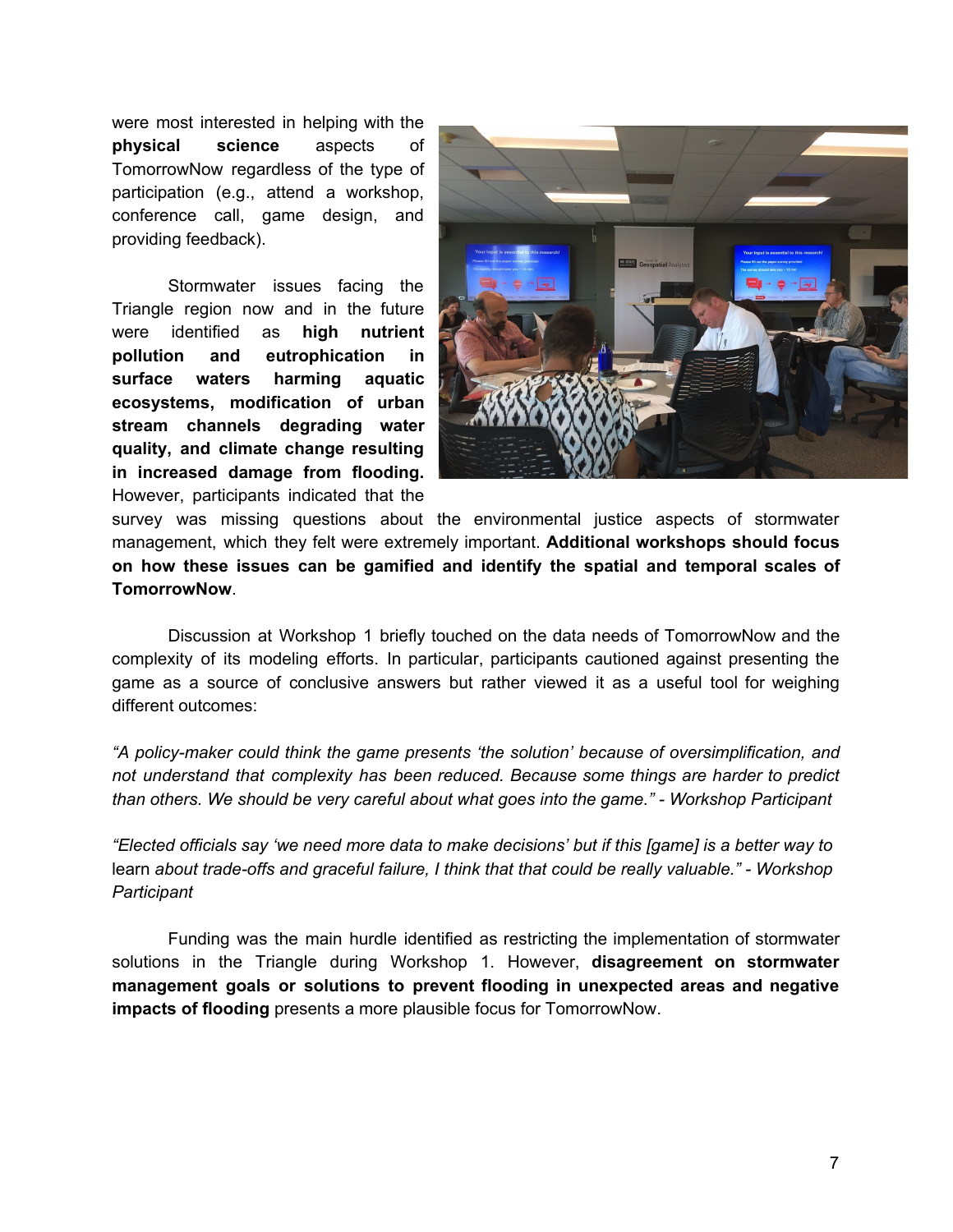were most interested in helping with the **physical science** aspects of TomorrowNow regardless of the type of participation (e.g., attend a workshop, conference call, game design, and providing feedback).

Stormwater issues facing the Triangle region now and in the future were identified as **high nutrient pollution and eutrophication in surface waters harming aquatic ecosystems, modification of urban stream channels degrading water quality, and climate change resulting in increased damage from flooding.** However, participants indicated that the survey was missing questions about the environmental justice aspects of stormwater management, which they felt were extremely important. **Additional workshops should focus on how these issues can be gamified and identify the spatial and temporal scales of TomorrowNow**.

Discussion at Workshop 1 briefly touched on the data needs of TomorrowNow and the complexity of its modeling efforts. In particular, participants cautioned against presenting the game as a source of conclusive answers but rather viewed it as a useful tool for weighing different outcomes:

*"A policy-maker could think the game presents 'the solution' because of oversimplification, and not understand that complexity has been reduced. Because some things are harder to predict than others. We should be very careful about what goes into the game." - Workshop Participant*

*"Elected officials say 'we need more data to make decisions' but if this [game] is a better way to* learn *about trade-offs and graceful failure, I think that that could be really valuable." - Workshop Participant*

Funding was the main hurdle identified as restricting the implementation of stormwater solutions in the Triangle during Workshop 1. However, **disagreement on stormwater management goals or solutions to prevent flooding in unexpected areas and negative impacts of flooding** presents a more plausible focus for TomorrowNow.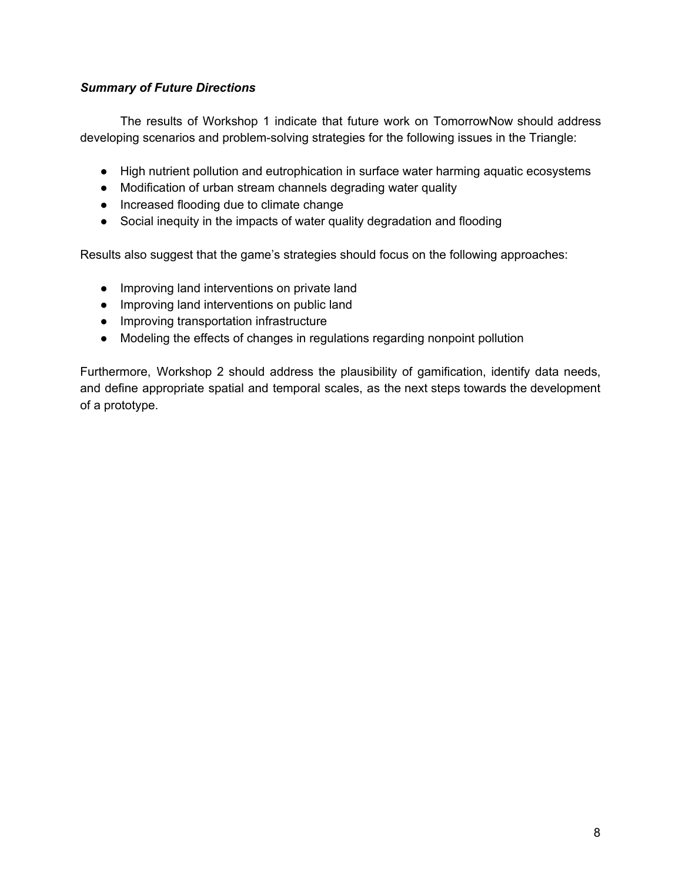***Summary of Future Directions***

The results of Workshop 1 indicate that future work on TomorrowNow should address developing scenarios and problem-solving strategies for the following issues in the Triangle:

- High nutrient pollution and eutrophication in surface water harming aquatic ecosystems
- Modification of urban stream channels degrading water quality
- Increased flooding due to climate change
- Social inequity in the impacts of water quality degradation and flooding

Results also suggest that the game's strategies should focus on the following approaches:

- Improving land interventions on private land
- Improving land interventions on public land
- Improving transportation infrastructure
- Modeling the effects of changes in regulations regarding nonpoint pollution

Furthermore, Workshop 2 should address the plausibility of gamification, identify data needs, and define appropriate spatial and temporal scales, as the next steps towards the development of a prototype.